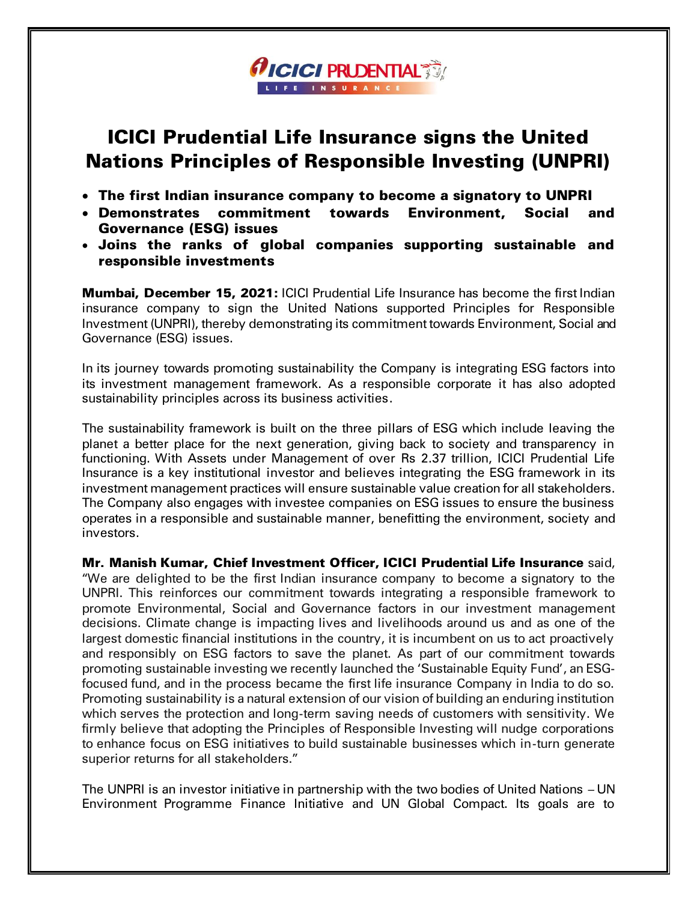# ICICI Prudential Life Insurance signs the United Nations Principles of Responsible Investing (UNPRI)

- **The first Indian insurance company to become a signatory to UNPRI**
- **Demonstrates commitment towards Environment, Social and Governance (ESG) issues**
- **Joins the ranks of global companies supporting sustainable and responsible investments**

**Mumbai, December 15, 2021:** ICICI Prudential Life Insurance has become the first Indian insurance company to sign the United Nations supported Principles for Responsible Investment (UNPRI), thereby demonstrating its commitment towards Environment, Social and Governance (ESG) issues.

In its journey towards promoting sustainability the Company is integrating ESG factors into its investment management framework. As a responsible corporate it has also adopted sustainability principles across its business activities.

The sustainability framework is built on the three pillars of ESG which include leaving the planet a better place for the next generation, giving back to society and transparency in functioning. With Assets under Management of over Rs 2.37 trillion, ICICI Prudential Life Insurance is a key institutional investor and believes integrating the ESG framework in its investment management practices will ensure sustainable value creation for all stakeholders. The Company also engages with investee companies on ESG issues to ensure the business operates in a responsible and sustainable manner, benefitting the environment, society and investors.

**Mr. Manish Kumar, Chief Investment Officer, ICICI Prudential Life Insurance** said, "We are delighted to be the first Indian insurance company to become a signatory to the UNPRI. This reinforces our commitment towards integrating a responsible framework to promote Environmental, Social and Governance factors in our investment management decisions. Climate change is impacting lives and livelihoods around us and as one of the largest domestic financial institutions in the country, it is incumbent on us to act proactively and responsibly on ESG factors to save the planet. As part of our commitment towards promoting sustainable investing we recently launched the 'Sustainable Equity Fund', an ESG-focused fund, and in the process became the first life insurance Company in India to do so. Promoting sustainability is a natural extension of our vision of building an enduring institution which serves the protection and long-term saving needs of customers with sensitivity. We firmly believe that adopting the Principles of Responsible Investing will nudge corporations to enhance focus on ESG initiatives to build sustainable businesses which in-turn generate superior returns for all stakeholders."

The UNPRI is an investor initiative in partnership with the two bodies of United Nations – UN Environment Programme Finance Initiative and UN Global Compact. Its goals are to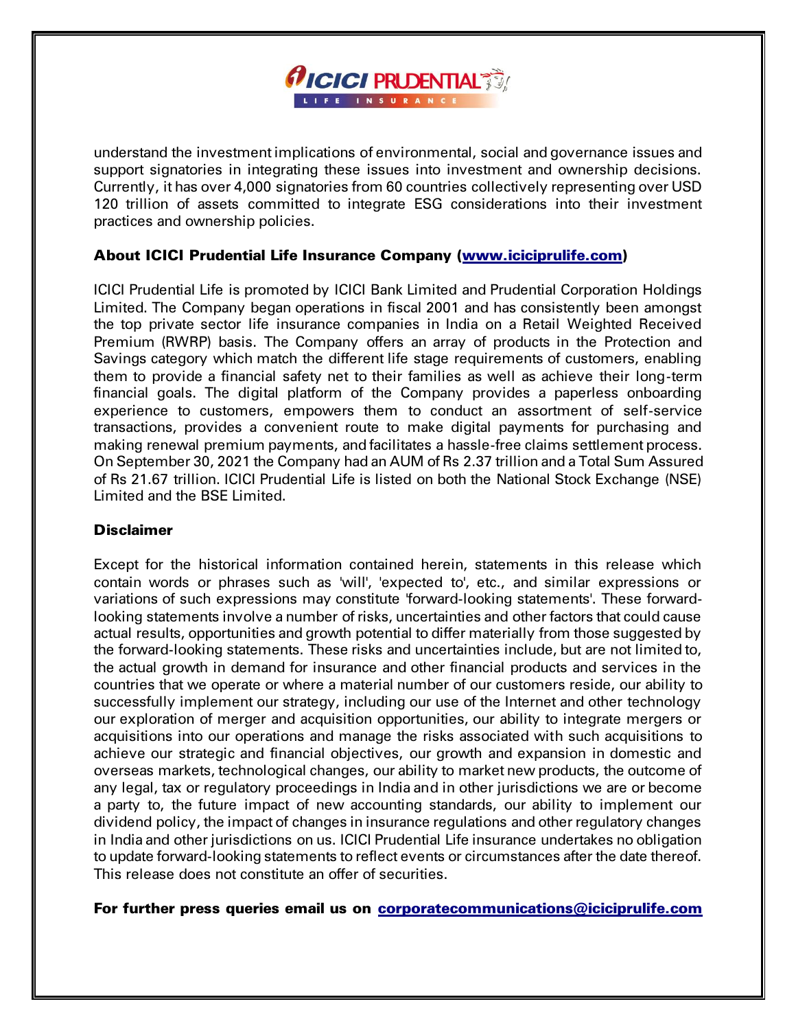understand the investment implications of environmental, social and governance issues and support signatories in integrating these issues into investment and ownership decisions. Currently, it has over 4,000 signatories from 60 countries collectively representing over USD 120 trillion of assets committed to integrate ESG considerations into their investment practices and ownership policies.

**About ICICI Prudential Life Insurance Company ([www.iciciprulife.com](www.iciciprulife.com))**

ICICI Prudential Life is promoted by ICICI Bank Limited and Prudential Corporation Holdings Limited. The Company began operations in fiscal 2001 and has consistently been amongst the top private sector life insurance companies in India on a Retail Weighted Received Premium (RWRP) basis. The Company offers an array of products in the Protection and Savings category which match the different life stage requirements of customers, enabling them to provide a financial safety net to their families as well as achieve their long-term financial goals. The digital platform of the Company provides a paperless onboarding experience to customers, empowers them to conduct an assortment of self-service transactions, provides a convenient route to make digital payments for purchasing and making renewal premium payments, and facilitates a hassle-free claims settlement process. On September 30, 2021 the Company had an AUM of Rs 2.37 trillion and a Total Sum Assured of Rs 21.67 trillion. ICICI Prudential Life is listed on both the National Stock Exchange (NSE) Limited and the BSE Limited.

**Disclaimer**

Except for the historical information contained herein, statements in this release which contain words or phrases such as 'will', 'expected to', etc., and similar expressions or variations of such expressions may constitute 'forward-looking statements'. These forward-looking statements involve a number of risks, uncertainties and other factors that could cause actual results, opportunities and growth potential to differ materially from those suggested by the forward-looking statements. These risks and uncertainties include, but are not limited to, the actual growth in demand for insurance and other financial products and services in the countries that we operate or where a material number of our customers reside, our ability to successfully implement our strategy, including our use of the Internet and other technology our exploration of merger and acquisition opportunities, our ability to integrate mergers or acquisitions into our operations and manage the risks associated with such acquisitions to achieve our strategic and financial objectives, our growth and expansion in domestic and overseas markets, technological changes, our ability to market new products, the outcome of any legal, tax or regulatory proceedings in India and in other jurisdictions we are or become a party to, the future impact of new accounting standards, our ability to implement our dividend policy, the impact of changes in insurance regulations and other regulatory changes in India and other jurisdictions on us. ICICI Prudential Life insurance undertakes no obligation to update forward-looking statements to reflect events or circumstances after the date thereof. This release does not constitute an offer of securities.

**For further press queries email us on [corporatecommunications@iciciprulife.com](mailto:corporatecommunications@iciciprulife.com)**